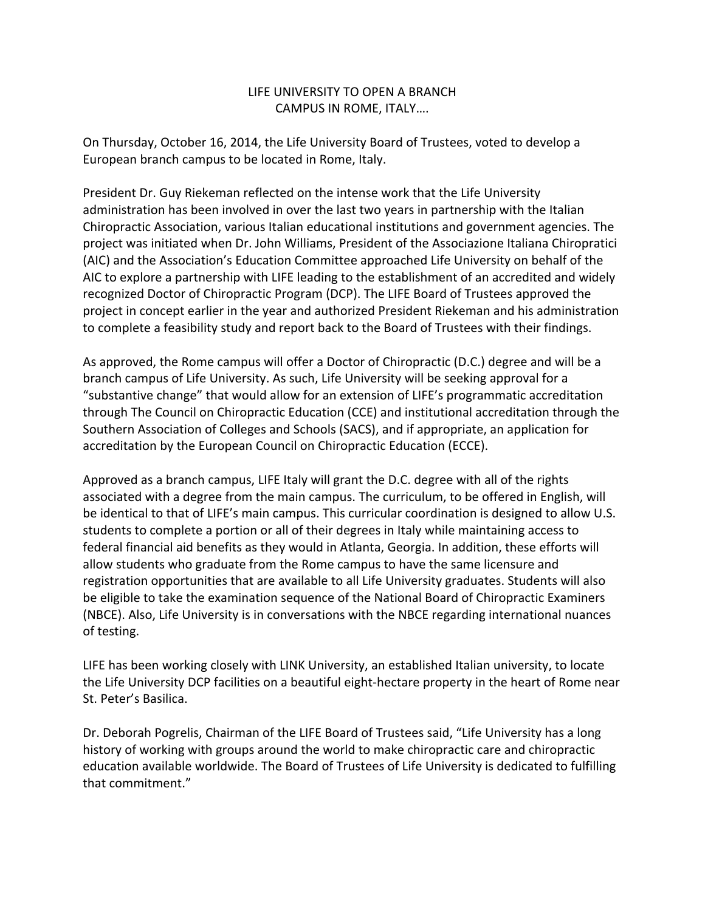# LIFE UNIVERSITY TO OPEN A BRANCH CAMPUS IN ROME, ITALY….

On Thursday, October 16, 2014, the Life University Board of Trustees, voted to develop a European branch campus to be located in Rome, Italy.

President Dr. Guy Riekeman reflected on the intense work that the Life University administration has been involved in over the last two years in partnership with the Italian Chiropractic Association, various Italian educational institutions and government agencies. The project was initiated when Dr. John Williams, President of the Associazione Italiana Chiropratici (AIC) and the Association's Education Committee approached Life University on behalf of the AIC to explore a partnership with LIFE leading to the establishment of an accredited and widely recognized Doctor of Chiropractic Program (DCP). The LIFE Board of Trustees approved the project in concept earlier in the year and authorized President Riekeman and his administration to complete a feasibility study and report back to the Board of Trustees with their findings.

As approved, the Rome campus will offer a Doctor of Chiropractic (D.C.) degree and will be a branch campus of Life University. As such, Life University will be seeking approval for a "substantive change" that would allow for an extension of LIFE's programmatic accreditation through The Council on Chiropractic Education (CCE) and institutional accreditation through the Southern Association of Colleges and Schools (SACS), and if appropriate, an application for accreditation by the European Council on Chiropractic Education (ECCE).

Approved as a branch campus, LIFE Italy will grant the D.C. degree with all of the rights associated with a degree from the main campus. The curriculum, to be offered in English, will be identical to that of LIFE's main campus. This curricular coordination is designed to allow U.S. students to complete a portion or all of their degrees in Italy while maintaining access to federal financial aid benefits as they would in Atlanta, Georgia. In addition, these efforts will allow students who graduate from the Rome campus to have the same licensure and registration opportunities that are available to all Life University graduates. Students will also be eligible to take the examination sequence of the National Board of Chiropractic Examiners (NBCE). Also, Life University is in conversations with the NBCE regarding international nuances of testing.

LIFE has been working closely with LINK University, an established Italian university, to locate the Life University DCP facilities on a beautiful eight-hectare property in the heart of Rome near St. Peter's Basilica.

Dr. Deborah Pogrelis, Chairman of the LIFE Board of Trustees said, "Life University has a long history of working with groups around the world to make chiropractic care and chiropractic education available worldwide. The Board of Trustees of Life University is dedicated to fulfilling that commitment."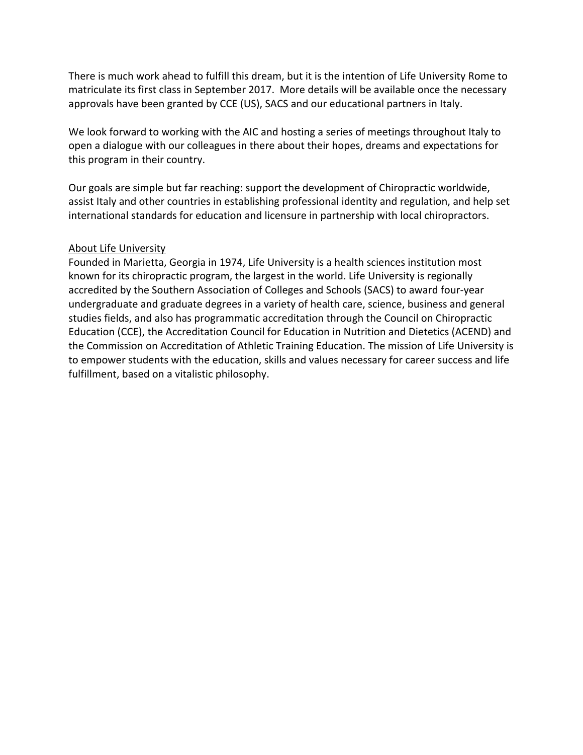There is much work ahead to fulfill this dream, but it is the intention of Life University Rome to matriculate its first class in September 2017.  More details will be available once the necessary approvals have been granted by CCE (US), SACS and our educational partners in Italy.

We look forward to working with the AIC and hosting a series of meetings throughout Italy to open a dialogue with our colleagues in there about their hopes, dreams and expectations for this program in their country.

Our goals are simple but far reaching: support the development of Chiropractic worldwide, assist Italy and other countries in establishing professional identity and regulation, and help set international standards for education and licensure in partnership with local chiropractors.

<u>About Life University</u>

Founded in Marietta, Georgia in 1974, Life University is a health sciences institution most known for its chiropractic program, the largest in the world. Life University is regionally accredited by the Southern Association of Colleges and Schools (SACS) to award four-year undergraduate and graduate degrees in a variety of health care, science, business and general studies fields, and also has programmatic accreditation through the Council on Chiropractic Education (CCE), the Accreditation Council for Education in Nutrition and Dietetics (ACEND) and the Commission on Accreditation of Athletic Training Education. The mission of Life University is to empower students with the education, skills and values necessary for career success and life fulfillment, based on a vitalistic philosophy.